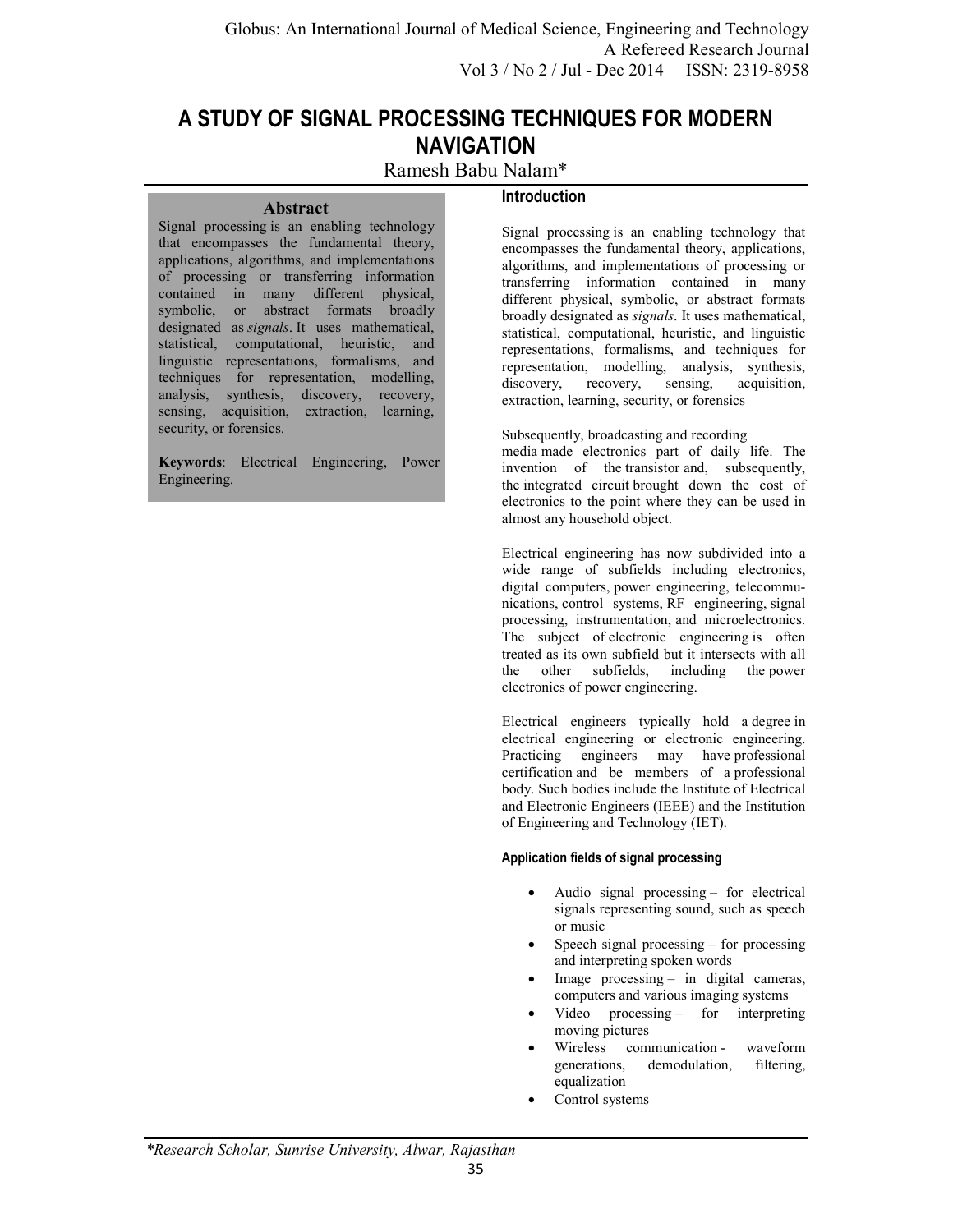# A STUDY OF SIGNAL PROCESSING TECHNIQUES FOR MODERN NAVIGATION

Ramesh Babu Nalam*

## Abstract

Signal processing is an enabling technology that encompasses the fundamental theory, applications, algorithms, and implementations of processing or transferring information contained in many different physical, symbolic, or abstract formats broadly designated as *signals*. It uses mathematical, statistical, computational, heuristic, and linguistic representations, formalisms, and techniques for representation, modelling, analysis, synthesis, discovery, recovery, sensing, acquisition, extraction, learning, security, or forensics.

**Keywords**: Electrical Engineering, Power Engineering.

## Introduction

Signal processing is an enabling technology that encompasses the fundamental theory, applications, algorithms, and implementations of processing or transferring information contained in many different physical, symbolic, or abstract formats broadly designated as *signals*. It uses mathematical, statistical, computational, heuristic, and linguistic representations, formalisms, and techniques for representation, modelling, analysis, synthesis, discovery, recovery, sensing, acquisition, extraction, learning, security, or forensics

Subsequently, broadcasting and recording media made electronics part of daily life. The invention of the transistor and, subsequently, the integrated circuit brought down the cost of electronics to the point where they can be used in almost any household object.

Electrical engineering has now subdivided into a wide range of subfields including electronics, digital computers, power engineering, telecommunications, control systems, RF engineering, signal processing, instrumentation, and microelectronics. The subject of electronic engineering is often treated as its own subfield but it intersects with all the other subfields, including the power electronics of power engineering.

Electrical engineers typically hold a degree in electrical engineering or electronic engineering. Practicing engineers may have professional certification and be members of a professional body. Such bodies include the Institute of Electrical and Electronic Engineers (IEEE) and the Institution of Engineering and Technology (IET).

### Application fields of signal processing

- Audio signal processing – for electrical signals representing sound, such as speech or music
- Speech signal processing – for processing and interpreting spoken words
- Image processing – in digital cameras, computers and various imaging systems
- Video processing – for interpreting moving pictures
- Wireless communication - waveform generations, demodulation, filtering, equalization
- Control systems

*Research Scholar, Sunrise University, Alwar, Rajasthan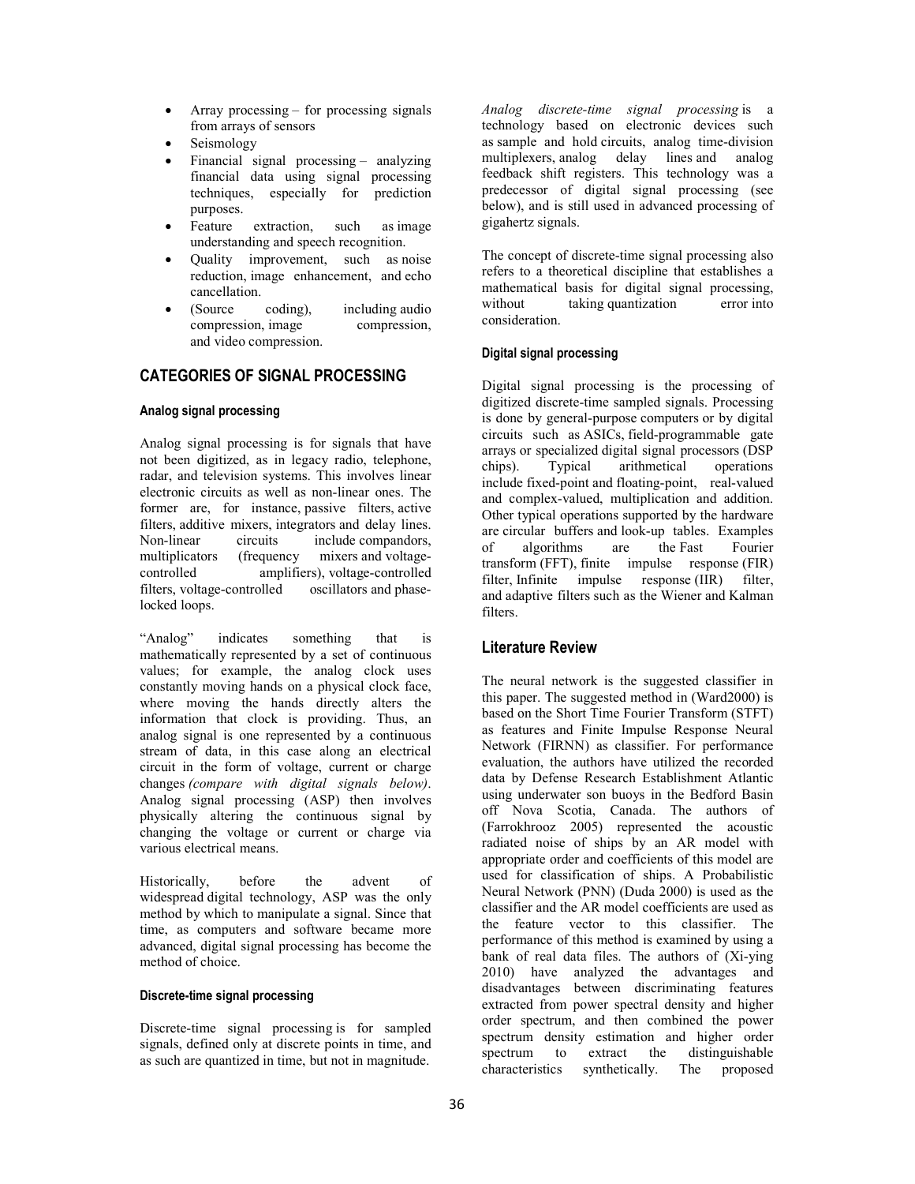- Array processing – for processing signals from arrays of sensors
- Seismology
- Financial signal processing – analyzing financial data using signal processing techniques, especially for prediction purposes.
- Feature extraction, such as image understanding and speech recognition.
- Quality improvement, such as noise reduction, image enhancement, and echo cancellation.
- (Source coding), including audio compression, image compression, and video compression.

## CATEGORIES OF SIGNAL PROCESSING

#### Analog signal processing

Analog signal processing is for signals that have not been digitized, as in legacy radio, telephone, radar, and television systems. This involves linear electronic circuits as well as non-linear ones. The former are, for instance, passive filters, active filters, additive mixers, integrators and delay lines. Non-linear circuits include compandors, multiplicators (frequency mixers and voltage-controlled amplifiers), voltage-controlled filters, voltage-controlled oscillators and phase-locked loops.

"Analog" indicates something that is mathematically represented by a set of continuous values; for example, the analog clock uses constantly moving hands on a physical clock face, where moving the hands directly alters the information that clock is providing. Thus, an analog signal is one represented by a continuous stream of data, in this case along an electrical circuit in the form of voltage, current or charge changes *(compare with digital signals below)*. Analog signal processing (ASP) then involves physically altering the continuous signal by changing the voltage or current or charge via various electrical means.

Historically, before the advent of widespread digital technology, ASP was the only method by which to manipulate a signal. Since that time, as computers and software became more advanced, digital signal processing has become the method of choice.

#### Discrete-time signal processing

Discrete-time signal processing is for sampled signals, defined only at discrete points in time, and as such are quantized in time, but not in magnitude.

*Analog discrete-time signal processing* is a technology based on electronic devices such as sample and hold circuits, analog time-division multiplexers, analog delay lines and analog feedback shift registers. This technology was a predecessor of digital signal processing (see below), and is still used in advanced processing of gigahertz signals.

The concept of discrete-time signal processing also refers to a theoretical discipline that establishes a mathematical basis for digital signal processing, without taking quantization error into consideration.

#### Digital signal processing

Digital signal processing is the processing of digitized discrete-time sampled signals. Processing is done by general-purpose computers or by digital circuits such as ASICs, field-programmable gate arrays or specialized digital signal processors (DSP chips). Typical arithmetical operations include fixed-point and floating-point, real-valued and complex-valued, multiplication and addition. Other typical operations supported by the hardware are circular buffers and look-up tables. Examples of algorithms are the Fast Fourier transform (FFT), finite impulse response (FIR) filter, Infinite impulse response (IIR) filter, and adaptive filters such as the Wiener and Kalman filters.

## Literature Review

The neural network is the suggested classifier in this paper. The suggested method in (Ward2000) is based on the Short Time Fourier Transform (STFT) as features and Finite Impulse Response Neural Network (FIRNN) as classifier. For performance evaluation, the authors have utilized the recorded data by Defense Research Establishment Atlantic using underwater son buoys in the Bedford Basin off Nova Scotia, Canada. The authors of (Farrokhrooz 2005) represented the acoustic radiated noise of ships by an AR model with appropriate order and coefficients of this model are used for classification of ships. A Probabilistic Neural Network (PNN) (Duda 2000) is used as the classifier and the AR model coefficients are used as the feature vector to this classifier. The performance of this method is examined by using a bank of real data files. The authors of (Xi-ying 2010) have analyzed the advantages and disadvantages between discriminating features extracted from power spectral density and higher order spectrum, and then combined the power spectrum density estimation and higher order spectrum to extract the distinguishable characteristics synthetically. The proposed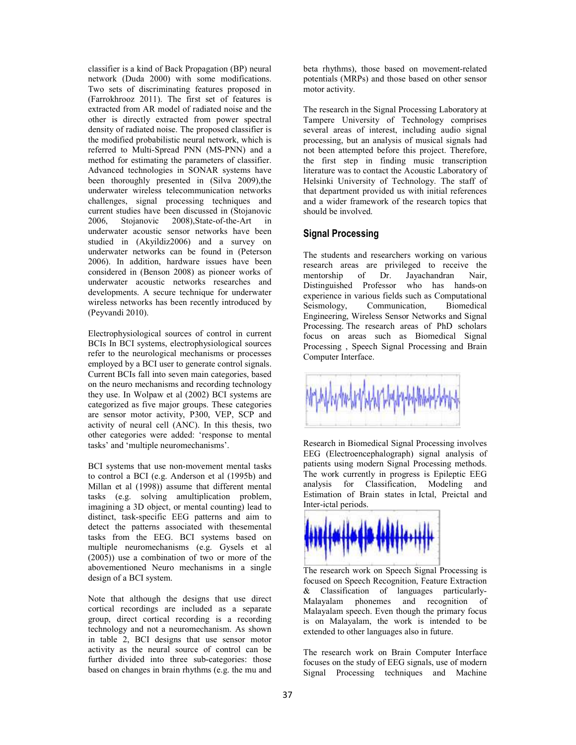classifier is a kind of Back Propagation (BP) neural network (Duda 2000) with some modifications. Two sets of discriminating features proposed in (Farrokhrooz 2011). The first set of features is extracted from AR model of radiated noise and the other is directly extracted from power spectral density of radiated noise. The proposed classifier is the modified probabilistic neural network, which is referred to Multi-Spread PNN (MS-PNN) and a method for estimating the parameters of classifier. Advanced technologies in SONAR systems have been thoroughly presented in (Silva 2009),the underwater wireless telecommunication networks challenges, signal processing techniques and current studies have been discussed in (Stojanovic 2006, Stojanovic 2008),State-of-the-Art in underwater acoustic sensor networks have been studied in (Akyildiz2006) and a survey on underwater networks can be found in (Peterson 2006). In addition, hardware issues have been considered in (Benson 2008) as pioneer works of underwater acoustic networks researches and developments. A secure technique for underwater wireless networks has been recently introduced by (Peyvandi 2010).

Electrophysiological sources of control in current BCIs In BCI systems, electrophysiological sources refer to the neurological mechanisms or processes employed by a BCI user to generate control signals. Current BCIs fall into seven main categories, based on the neuro mechanisms and recording technology they use. In Wolpaw et al (2002) BCI systems are categorized as five major groups. These categories are sensor motor activity, P300, VEP, SCP and activity of neural cell (ANC). In this thesis, two other categories were added: 'response to mental tasks' and 'multiple neuromechanisms'.

BCI systems that use non-movement mental tasks to control a BCI (e.g. Anderson et al (1995b) and Millan et al (1998)) assume that different mental tasks (e.g. solving amultiplication problem, imagining a 3D object, or mental counting) lead to distinct, task-specific EEG patterns and aim to detect the patterns associated with thesemental tasks from the EEG. BCI systems based on multiple neuromechanisms (e.g. Gysels et al (2005)) use a combination of two or more of the abovementioned Neuro mechanisms in a single design of a BCI system.

Note that although the designs that use direct cortical recordings are included as a separate group, direct cortical recording is a recording technology and not a neuromechanism. As shown in table 2, BCI designs that use sensor motor activity as the neural source of control can be further divided into three sub-categories: those based on changes in brain rhythms (e.g. the mu and beta rhythms), those based on movement-related potentials (MRPs) and those based on other sensor motor activity.

The research in the Signal Processing Laboratory at Tampere University of Technology comprises several areas of interest, including audio signal processing, but an analysis of musical signals had not been attempted before this project. Therefore, the first step in finding music transcription literature was to contact the Acoustic Laboratory of Helsinki University of Technology. The staff of that department provided us with initial references and a wider framework of the research topics that should be involved.

## Signal Processing

The students and researchers working on various research areas are privileged to receive the mentorship of Dr. Jayachandran Nair, Distinguished Professor who has hands-on experience in various fields such as Computational Seismology, Communication, Biomedical Engineering, Wireless Sensor Networks and Signal Processing. The research areas of PhD scholars focus on areas such as Biomedical Signal Processing , Speech Signal Processing and Brain Computer Interface.

Research in Biomedical Signal Processing involves EEG (Electroencephalograph) signal analysis of patients using modern Signal Processing methods. The work currently in progress is Epileptic EEG analysis for Classification, Modeling and Estimation of Brain states in Ictal, Preictal and Inter-ictal periods.

The research work on Speech Signal Processing is focused on Speech Recognition, Feature Extraction & Classification of languages particularly-Malayalam phonemes and recognition of Malayalam speech. Even though the primary focus is on Malayalam, the work is intended to be extended to other languages also in future.

The research work on Brain Computer Interface focuses on the study of EEG signals, use of modern Signal Processing techniques and Machine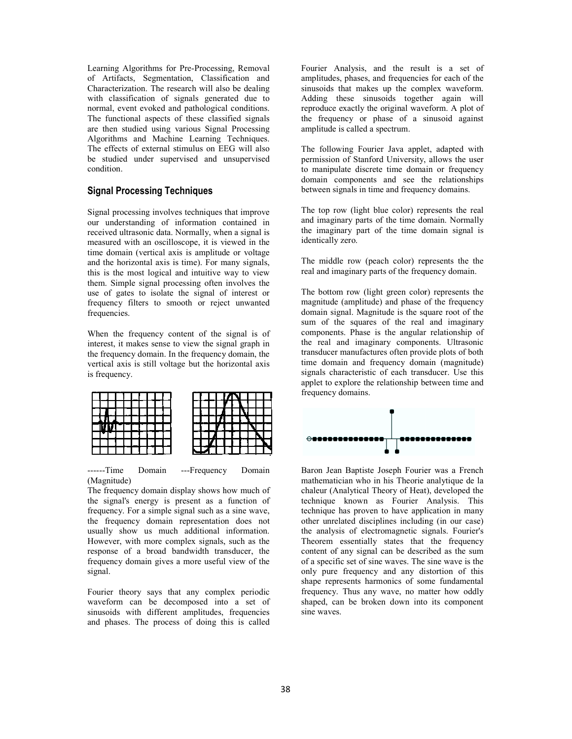Learning Algorithms for Pre-Processing, Removal of Artifacts, Segmentation, Classification and Characterization. The research will also be dealing with classification of signals generated due to normal, event evoked and pathological conditions. The functional aspects of these classified signals are then studied using various Signal Processing Algorithms and Machine Learning Techniques. The effects of external stimulus on EEG will also be studied under supervised and unsupervised condition.

## Signal Processing Techniques

Signal processing involves techniques that improve our understanding of information contained in received ultrasonic data. Normally, when a signal is measured with an oscilloscope, it is viewed in the time domain (vertical axis is amplitude or voltage and the horizontal axis is time). For many signals, this is the most logical and intuitive way to view them. Simple signal processing often involves the use of gates to isolate the signal of interest or frequency filters to smooth or reject unwanted frequencies.

When the frequency content of the signal is of interest, it makes sense to view the signal graph in the frequency domain. In the frequency domain, the vertical axis is still voltage but the horizontal axis is frequency.

------Time Domain ---Frequency Domain (Magnitude)

The frequency domain display shows how much of the signal's energy is present as a function of frequency. For a simple signal such as a sine wave, the frequency domain representation does not usually show us much additional information. However, with more complex signals, such as the response of a broad bandwidth transducer, the frequency domain gives a more useful view of the signal.

Fourier theory says that any complex periodic waveform can be decomposed into a set of sinusoids with different amplitudes, frequencies and phases. The process of doing this is called Fourier Analysis, and the result is a set of amplitudes, phases, and frequencies for each of the sinusoids that makes up the complex waveform. Adding these sinusoids together again will reproduce exactly the original waveform. A plot of the frequency or phase of a sinusoid against amplitude is called a spectrum.

The following Fourier Java applet, adapted with permission of Stanford University, allows the user to manipulate discrete time domain or frequency domain components and see the relationships between signals in time and frequency domains.

The top row (light blue color) represents the real and imaginary parts of the time domain. Normally the imaginary part of the time domain signal is identically zero.

The middle row (peach color) represents the the real and imaginary parts of the frequency domain.

The bottom row (light green color) represents the magnitude (amplitude) and phase of the frequency domain signal. Magnitude is the square root of the sum of the squares of the real and imaginary components. Phase is the angular relationship of the real and imaginary components. Ultrasonic transducer manufactures often provide plots of both time domain and frequency domain (magnitude) signals characteristic of each transducer. Use this applet to explore the relationship between time and frequency domains.

Baron Jean Baptiste Joseph Fourier was a French mathematician who in his Theorie analytique de la chaleur (Analytical Theory of Heat), developed the technique known as Fourier Analysis. This technique has proven to have application in many other unrelated disciplines including (in our case) the analysis of electromagnetic signals. Fourier's Theorem essentially states that the frequency content of any signal can be described as the sum of a specific set of sine waves. The sine wave is the only pure frequency and any distortion of this shape represents harmonics of some fundamental frequency. Thus any wave, no matter how oddly shaped, can be broken down into its component sine waves.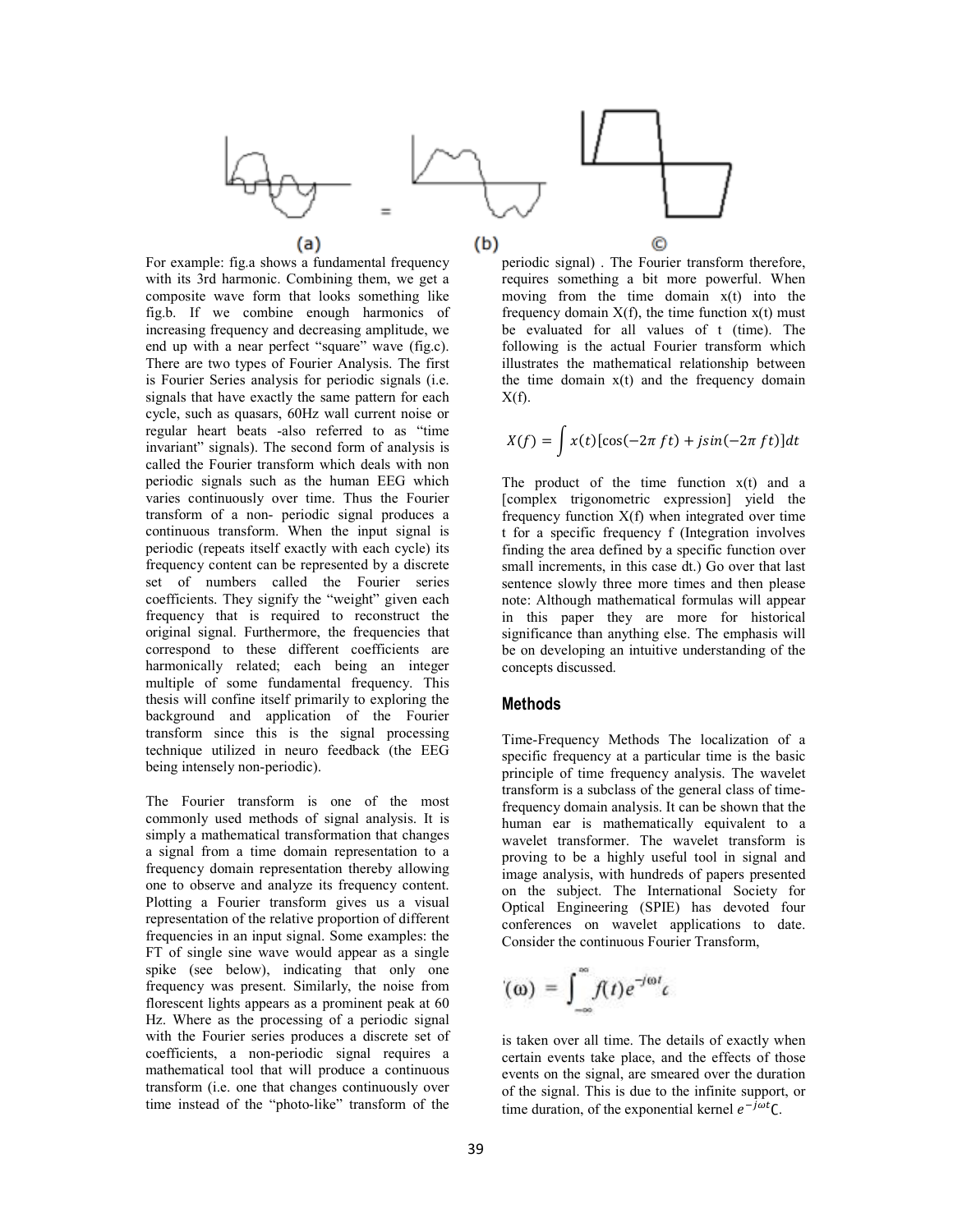(a) = (b) ©

For example: fig.a shows a fundamental frequency with its 3rd harmonic. Combining them, we get a composite wave form that looks something like fig.b. If we combine enough harmonics of increasing frequency and decreasing amplitude, we end up with a near perfect "square" wave (fig.c). There are two types of Fourier Analysis. The first is Fourier Series analysis for periodic signals (i.e. signals that have exactly the same pattern for each cycle, such as quasars, 60Hz wall current noise or regular heart beats -also referred to as "time invariant" signals). The second form of analysis is called the Fourier transform which deals with non periodic signals such as the human EEG which varies continuously over time. Thus the Fourier transform of a non- periodic signal produces a continuous transform. When the input signal is periodic (repeats itself exactly with each cycle) its frequency content can be represented by a discrete set of numbers called the Fourier series coefficients. They signify the "weight" given each frequency that is required to reconstruct the original signal. Furthermore, the frequencies that correspond to these different coefficients are harmonically related; each being an integer multiple of some fundamental frequency. This thesis will confine itself primarily to exploring the background and application of the Fourier transform since this is the signal processing technique utilized in neuro feedback (the EEG being intensely non-periodic).

The Fourier transform is one of the most commonly used methods of signal analysis. It is simply a mathematical transformation that changes a signal from a time domain representation to a frequency domain representation thereby allowing one to observe and analyze its frequency content. Plotting a Fourier transform gives us a visual representation of the relative proportion of different frequencies in an input signal. Some examples: the FT of single sine wave would appear as a single spike (see below), indicating that only one frequency was present. Similarly, the noise from florescent lights appears as a prominent peak at 60 Hz. Where as the processing of a periodic signal with the Fourier series produces a discrete set of coefficients, a non-periodic signal requires a mathematical tool that will produce a continuous transform (i.e. one that changes continuously over time instead of the "photo-like" transform of the periodic signal) . The Fourier transform therefore, requires something a bit more powerful. When moving from the time domain x(t) into the frequency domain X(f), the time function x(t) must be evaluated for all values of t (time). The following is the actual Fourier transform which illustrates the mathematical relationship between the time domain x(t) and the frequency domain X(f).

$$X(f) = \int x(t)[\cos(-2\pi\, ft) + j\sin(-2\pi\, ft)]dt$$

The product of the time function x(t) and a [complex trigonometric expression] yield the frequency function X(f) when integrated over time t for a specific frequency f (Integration involves finding the area defined by a specific function over small increments, in this case dt.) Go over that last sentence slowly three more times and then please note: Although mathematical formulas will appear in this paper they are more for historical significance than anything else. The emphasis will be on developing an intuitive understanding of the concepts discussed.

## Methods

Time-Frequency Methods The localization of a specific frequency at a particular time is the basic principle of time frequency analysis. The wavelet transform is a subclass of the general class of time-frequency domain analysis. It can be shown that the human ear is mathematically equivalent to a wavelet transformer. The wavelet transform is proving to be a highly useful tool in signal and image analysis, with hundreds of papers presented on the subject. The International Society for Optical Engineering (SPIE) has devoted four conferences on wavelet applications to date. Consider the continuous Fourier Transform,

$$(\omega) = \int_{-\infty}^{\infty} f(t) e^{-j\omega t} c$$

is taken over all time. The details of exactly when certain events take place, and the effects of those events on the signal, are smeared over the duration of the signal. This is due to the infinite support, or time duration, of the exponential kernel $e^{-j\omega t}$c.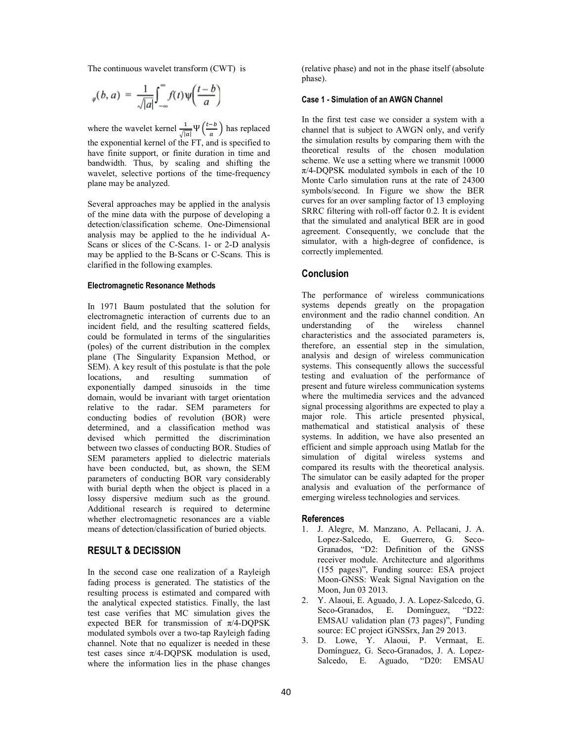The continuous wavelet transform (CWT) is

$$_{\psi}(b, a) = \frac{1}{\sqrt{|a|}}\int_{-\infty}^{\infty} f(t)\psi\left(\frac{t-b}{a}\right)$$

where the wavelet kernel $\frac{1}{\sqrt{|a|}}\Psi\left(\frac{t-b}{a}\right)$ has replaced the exponential kernel of the FT, and is specified to have finite support, or finite duration in time and bandwidth. Thus, by scaling and shifting the wavelet, selective portions of the time-frequency plane may be analyzed.

Several approaches may be applied in the analysis of the mine data with the purpose of developing a detection/classification scheme. One-Dimensional analysis may be applied to the he individual A-Scans or slices of the C-Scans. 1- or 2-D analysis may be applied to the B-Scans or C-Scans. This is clarified in the following examples.

#### Electromagnetic Resonance Methods

In 1971 Baum postulated that the solution for electromagnetic interaction of currents due to an incident field, and the resulting scattered fields, could be formulated in terms of the singularities (poles) of the current distribution in the complex plane (The Singularity Expansion Method, or SEM). A key result of this postulate is that the pole locations, and resulting summation of exponentially damped sinusoids in the time domain, would be invariant with target orientation relative to the radar. SEM parameters for conducting bodies of revolution (BOR) were determined, and a classification method was devised which permitted the discrimination between two classes of conducting BOR. Studies of SEM parameters applied to dielectric materials have been conducted, but, as shown, the SEM parameters of conducting BOR vary considerably with burial depth when the object is placed in a lossy dispersive medium such as the ground. Additional research is required to determine whether electromagnetic resonances are a viable means of detection/classification of buried objects.

## RESULT & DECISSION

In the second case one realization of a Rayleigh fading process is generated. The statistics of the resulting process is estimated and compared with the analytical expected statistics. Finally, the last test case verifies that MC simulation gives the expected BER for transmission of π/4-DQPSK modulated symbols over a two-tap Rayleigh fading channel. Note that no equalizer is needed in these test cases since π/4-DQPSK modulation is used, where the information lies in the phase changes (relative phase) and not in the phase itself (absolute phase).

#### Case 1 - Simulation of an AWGN Channel

In the first test case we consider a system with a channel that is subject to AWGN only, and verify the simulation results by comparing them with the theoretical results of the chosen modulation scheme. We use a setting where we transmit 10000 π/4-DQPSK modulated symbols in each of the 10 Monte Carlo simulation runs at the rate of 24300 symbols/second. In Figure we show the BER curves for an over sampling factor of 13 employing SRRC filtering with roll-off factor 0.2. It is evident that the simulated and analytical BER are in good agreement. Consequently, we conclude that the simulator, with a high-degree of confidence, is correctly implemented.

## Conclusion

The performance of wireless communications systems depends greatly on the propagation environment and the radio channel condition. An understanding of the wireless channel characteristics and the associated parameters is, therefore, an essential step in the simulation, analysis and design of wireless communication systems. This consequently allows the successful testing and evaluation of the performance of present and future wireless communication systems where the multimedia services and the advanced signal processing algorithms are expected to play a major role. This article presented physical, mathematical and statistical analysis of these systems. In addition, we have also presented an efficient and simple approach using Matlab for the simulation of digital wireless systems and compared its results with the theoretical analysis. The simulator can be easily adapted for the proper analysis and evaluation of the performance of emerging wireless technologies and services.

### References

1. J. Alegre, M. Manzano, A. Pellacani, J. A. Lopez-Salcedo, E. Guerrero, G. Seco-Granados, "D2: Definition of the GNSS receiver module. Architecture and algorithms (155 pages)", Funding source: ESA project Moon-GNSS: Weak Signal Navigation on the Moon, Jun 03 2013.
2. Y. Alaoui, E. Aguado, J. A. Lopez-Salcedo, G. Seco-Granados, E. Domínguez, "D22: EMSAU validation plan (73 pages)", Funding source: EC project iGNSSrx, Jan 29 2013.
3. D. Lowe, Y. Alaoui, P. Vermaat, E. Domínguez, G. Seco-Granados, J. A. Lopez-Salcedo, E. Aguado, "D20: EMSAU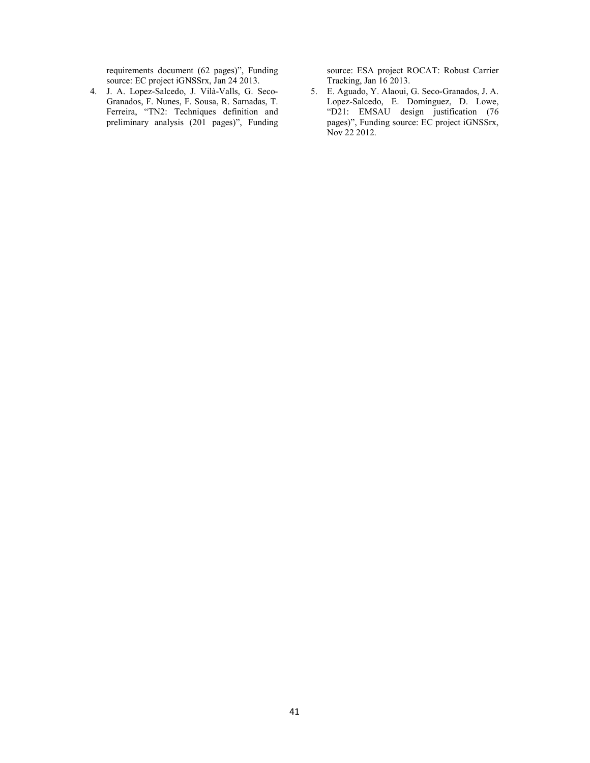requirements document (62 pages)", Funding source: EC project iGNSSrx, Jan 24 2013.

4. J. A. Lopez-Salcedo, J. Vilà-Valls, G. Seco-Granados, F. Nunes, F. Sousa, R. Sarnadas, T. Ferreira, "TN2: Techniques definition and preliminary analysis (201 pages)", Funding source: ESA project ROCAT: Robust Carrier Tracking, Jan 16 2013.
5. E. Aguado, Y. Alaoui, G. Seco-Granados, J. A. Lopez-Salcedo, E. Domínguez, D. Lowe, "D21: EMSAU design justification (76 pages)", Funding source: EC project iGNSSrx, Nov 22 2012.